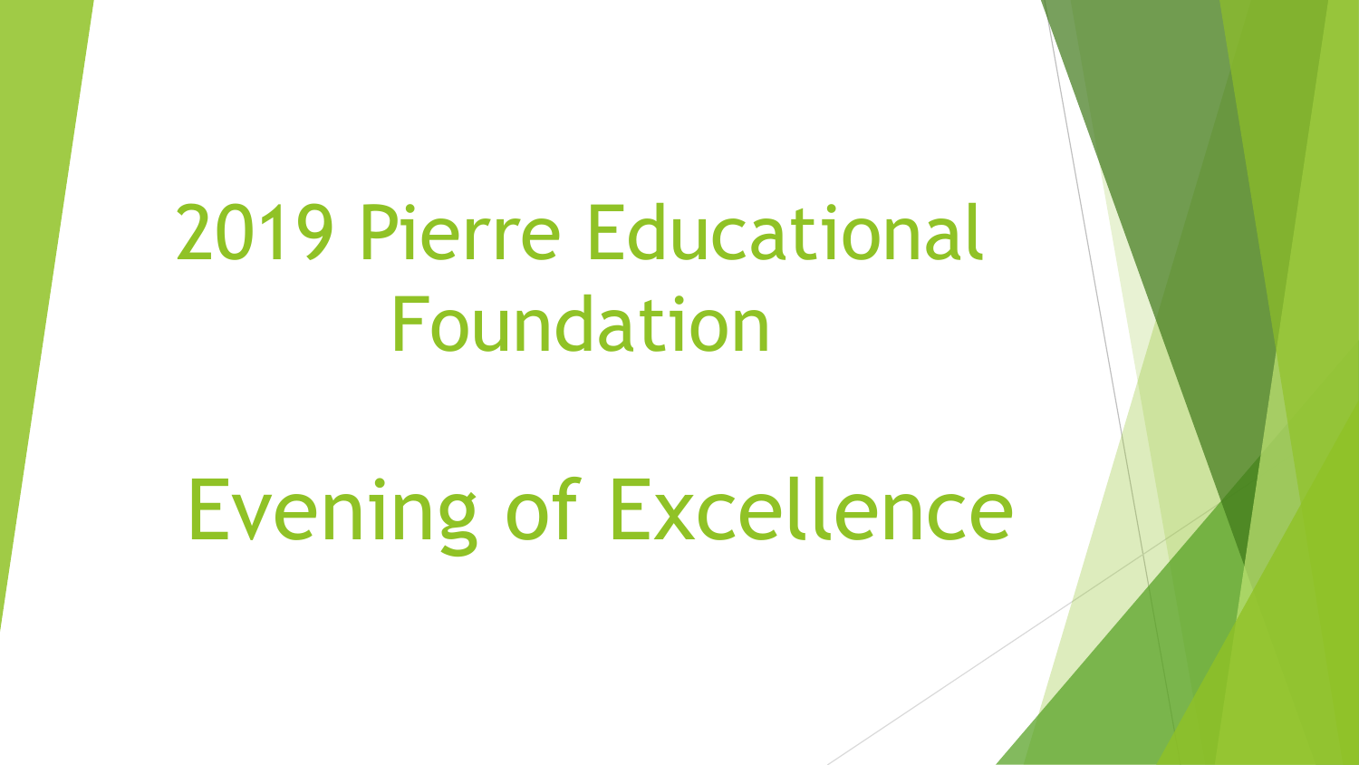# 2019 Pierre Educational Foundation

# Evening of Excellence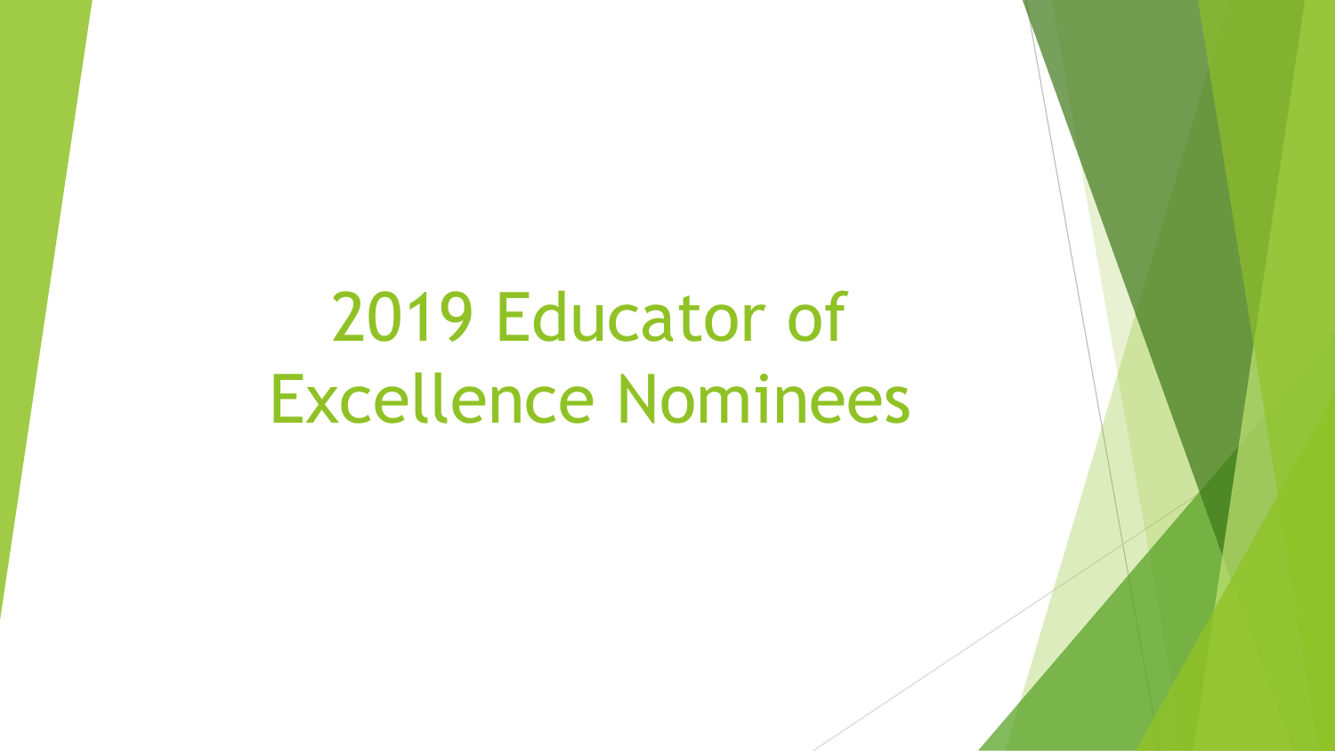# 2019 Educator of Excellence Nominees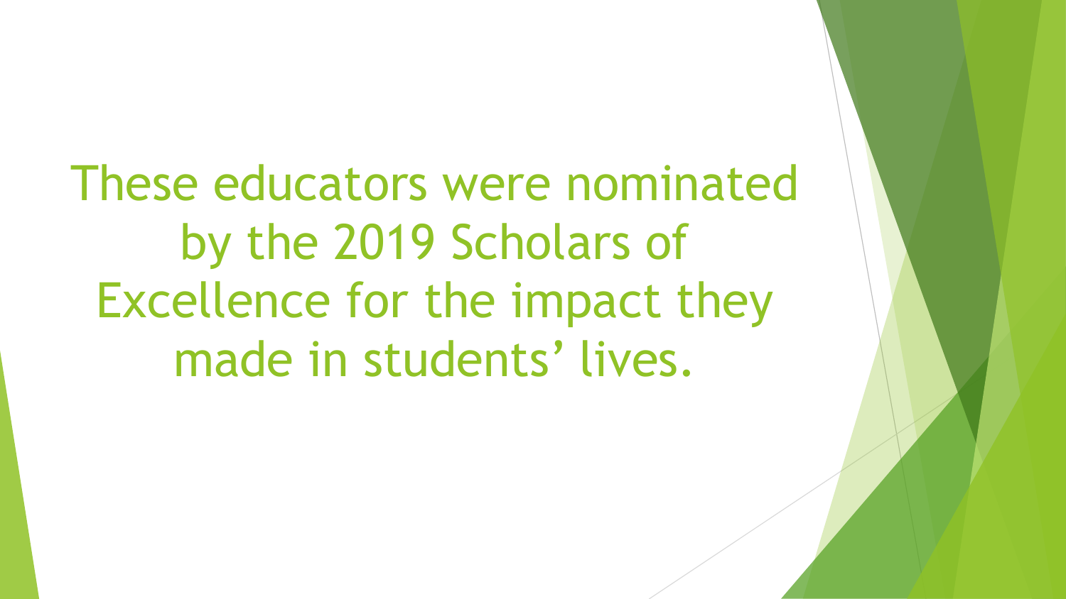These educators were nominated by the 2019 Scholars of Excellence for the impact they made in students' lives.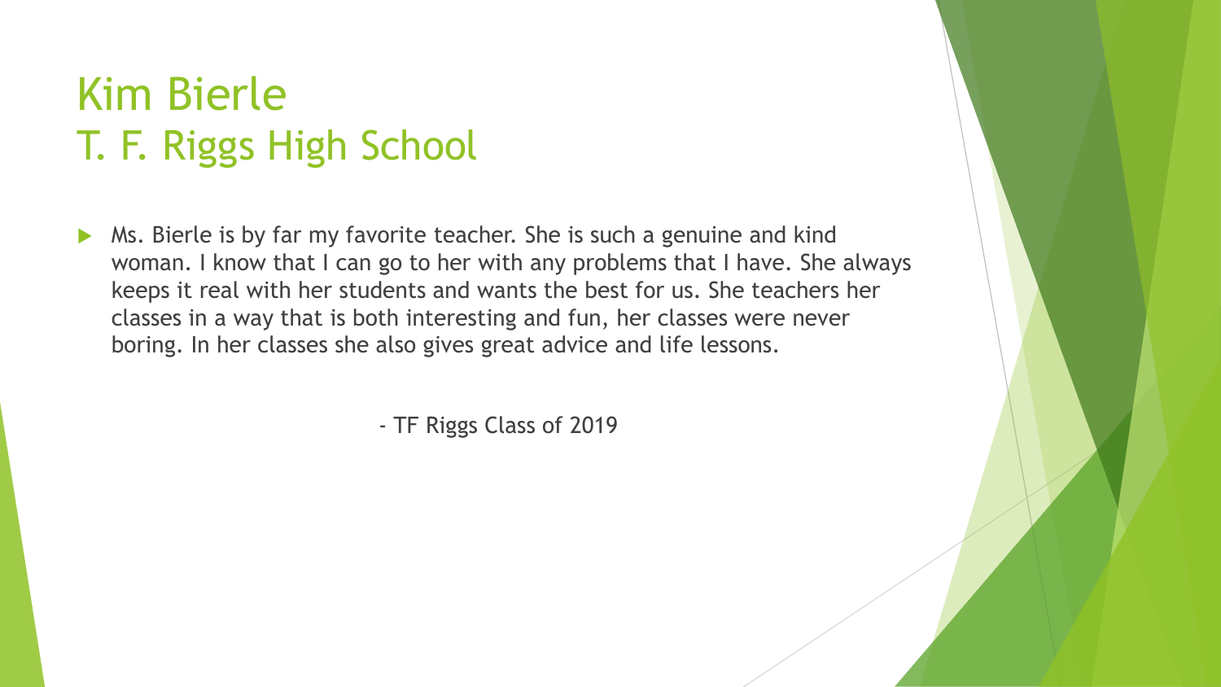# Kim Bierle
# T. F. Riggs High School

- Ms. Bierle is by far my favorite teacher. She is such a genuine and kind woman. I know that I can go to her with any problems that I have. She always keeps it real with her students and wants the best for us. She teachers her classes in a way that is both interesting and fun, her classes were never boring. In her classes she also gives great advice and life lessons.

- TF Riggs Class of 2019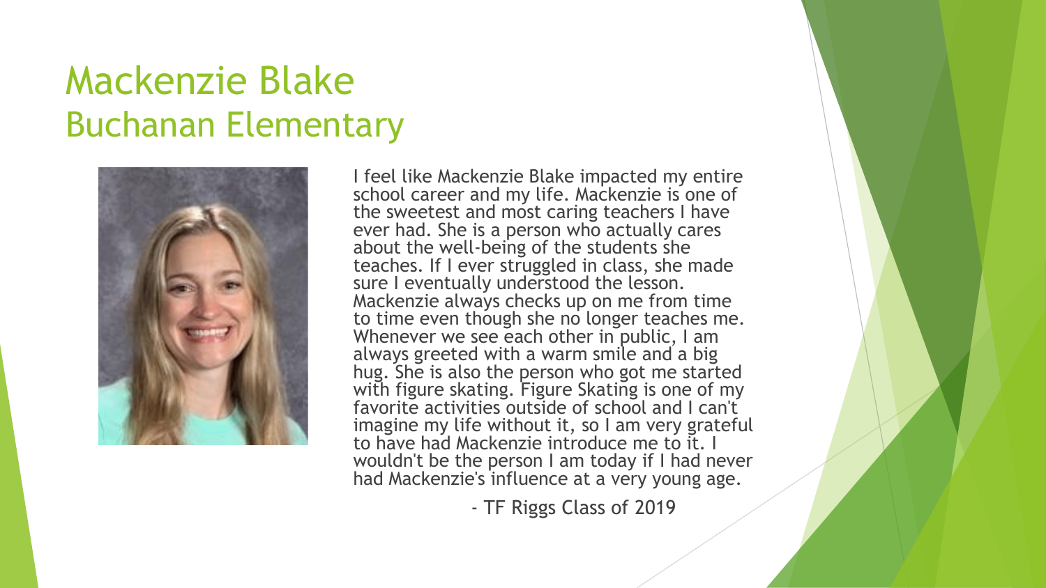# Mackenzie Blake
## Buchanan Elementary

I feel like Mackenzie Blake impacted my entire school career and my life. Mackenzie is one of the sweetest and most caring teachers I have ever had. She is a person who actually cares about the well-being of the students she teaches. If I ever struggled in class, she made sure I eventually understood the lesson. Mackenzie always checks up on me from time to time even though she no longer teaches me. Whenever we see each other in public, I am always greeted with a warm smile and a big hug. She is also the person who got me started with figure skating. Figure Skating is one of my favorite activities outside of school and I can't imagine my life without it, so I am very grateful to have had Mackenzie introduce me to it. I wouldn't be the person I am today if I had never had Mackenzie's influence at a very young age.

- TF Riggs Class of 2019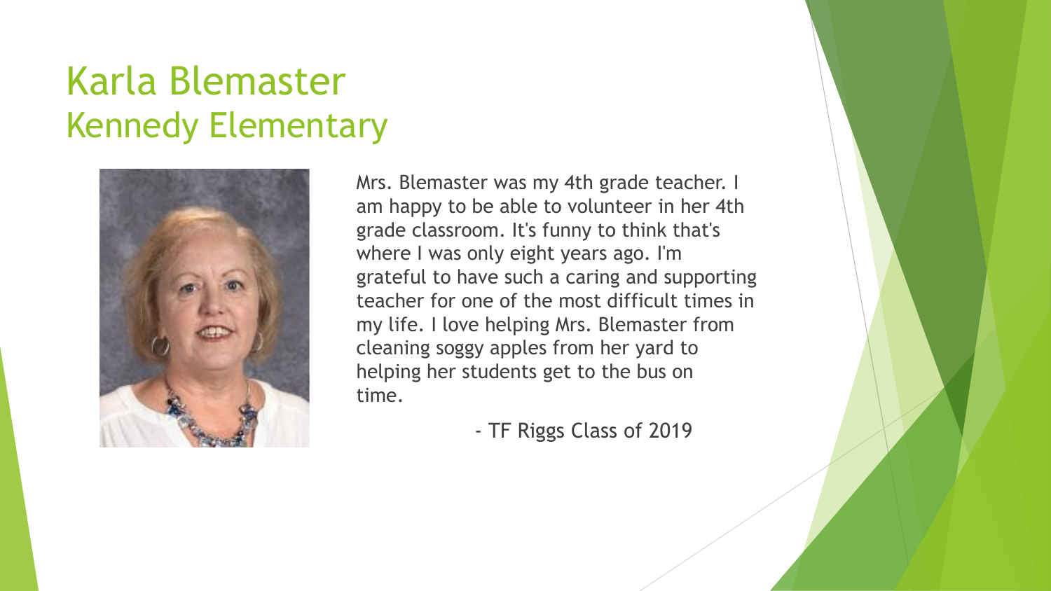# Karla Blemaster
## Kennedy Elementary

Mrs. Blemaster was my 4th grade teacher. I am happy to be able to volunteer in her 4th grade classroom. It's funny to think that's where I was only eight years ago. I'm grateful to have such a caring and supporting teacher for one of the most difficult times in my life. I love helping Mrs. Blemaster from cleaning soggy apples from her yard to helping her students get to the bus on time.

- TF Riggs Class of 2019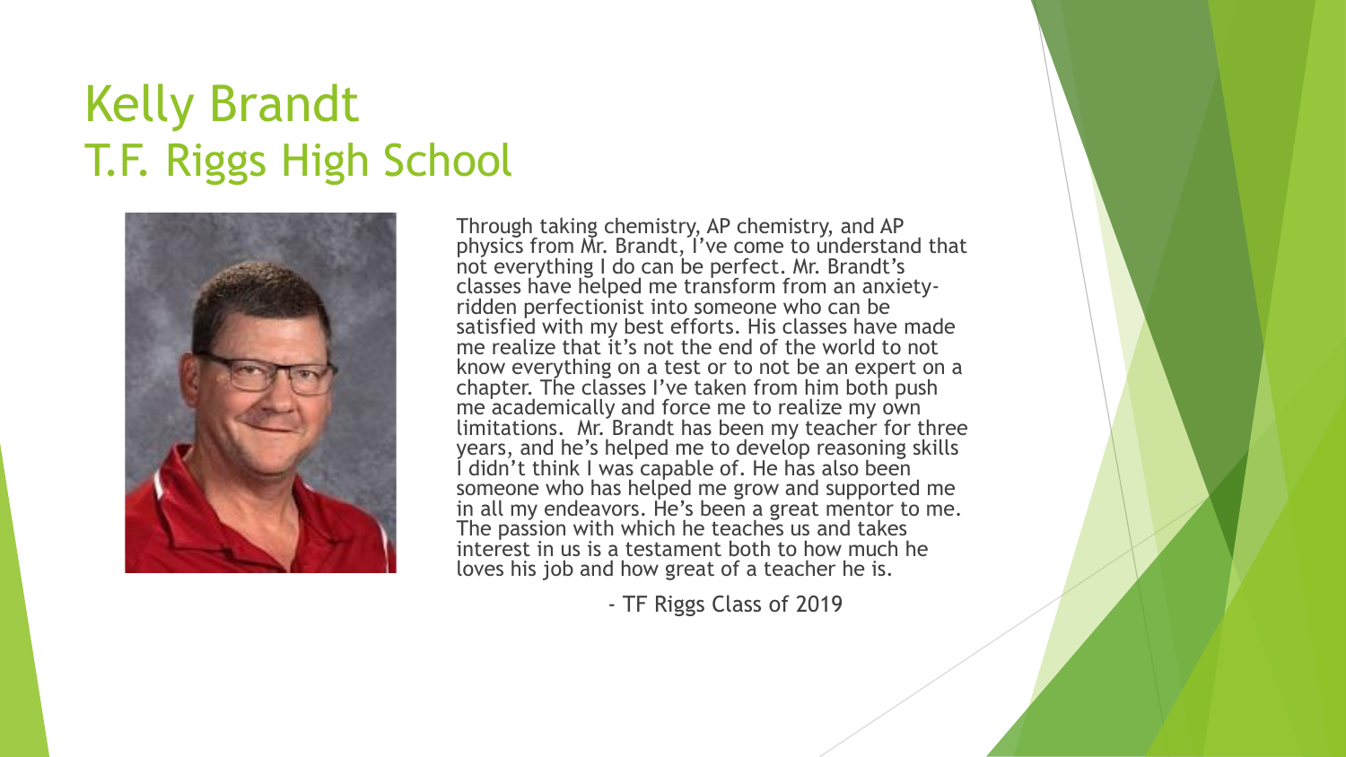# Kelly Brandt
# T.F. Riggs High School

Through taking chemistry, AP chemistry, and AP physics from Mr. Brandt, I've come to understand that not everything I do can be perfect. Mr. Brandt's classes have helped me transform from an anxiety-ridden perfectionist into someone who can be satisfied with my best efforts. His classes have made me realize that it's not the end of the world to not know everything on a test or to not be an expert on a chapter. The classes I've taken from him both push me academically and force me to realize my own limitations. Mr. Brandt has been my teacher for three years, and he's helped me to develop reasoning skills I didn't think I was capable of. He has also been someone who has helped me grow and supported me in all my endeavors. He's been a great mentor to me. The passion with which he teaches us and takes interest in us is a testament both to how much he loves his job and how great of a teacher he is.

- TF Riggs Class of 2019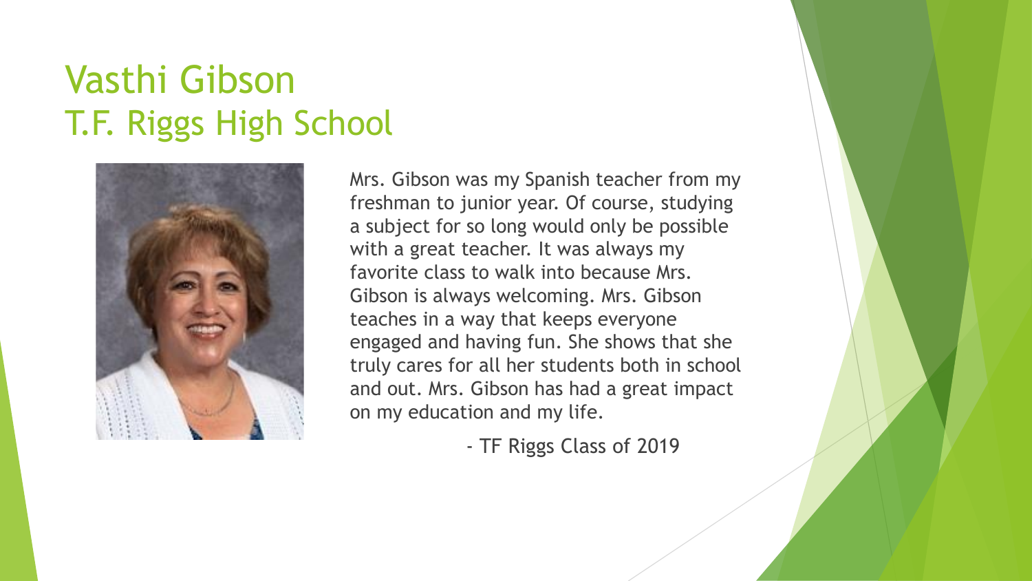# Vasthi Gibson
# T.F. Riggs High School

Mrs. Gibson was my Spanish teacher from my freshman to junior year. Of course, studying a subject for so long would only be possible with a great teacher. It was always my favorite class to walk into because Mrs. Gibson is always welcoming. Mrs. Gibson teaches in a way that keeps everyone engaged and having fun. She shows that she truly cares for all her students both in school and out. Mrs. Gibson has had a great impact on my education and my life.

- TF Riggs Class of 2019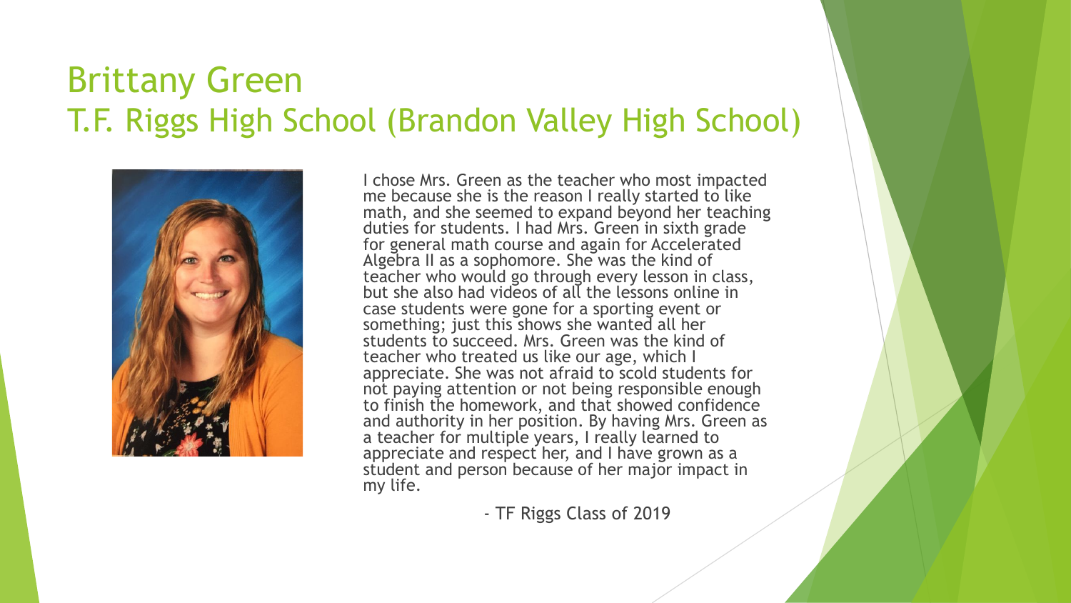# Brittany Green
## T.F. Riggs High School (Brandon Valley High School)

I chose Mrs. Green as the teacher who most impacted me because she is the reason I really started to like math, and she seemed to expand beyond her teaching duties for students. I had Mrs. Green in sixth grade for general math course and again for Accelerated Algebra II as a sophomore. She was the kind of teacher who would go through every lesson in class, but she also had videos of all the lessons online in case students were gone for a sporting event or something; just this shows she wanted all her students to succeed. Mrs. Green was the kind of teacher who treated us like our age, which I appreciate. She was not afraid to scold students for not paying attention or not being responsible enough to finish the homework, and that showed confidence and authority in her position. By having Mrs. Green as a teacher for multiple years, I really learned to appreciate and respect her, and I have grown as a student and person because of her major impact in my life.

- TF Riggs Class of 2019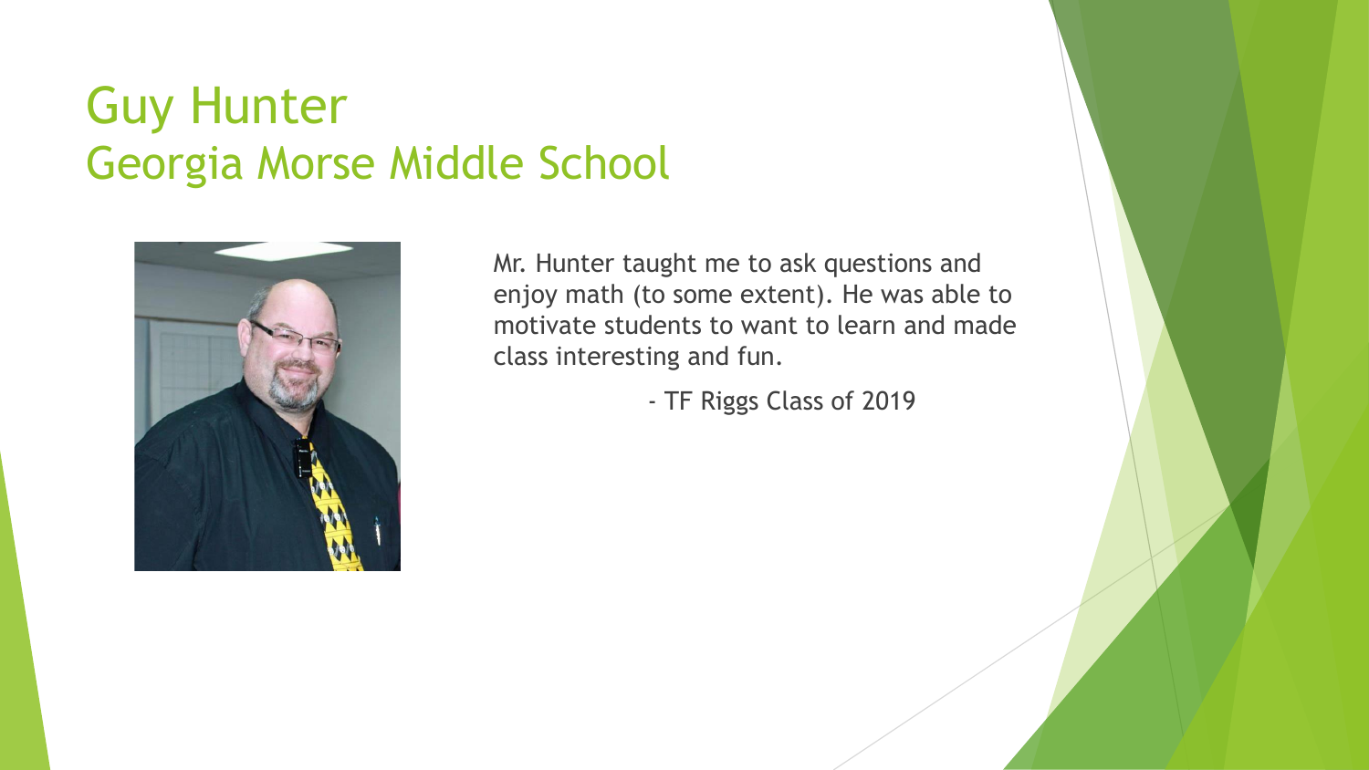# Guy Hunter
## Georgia Morse Middle School

Mr. Hunter taught me to ask questions and enjoy math (to some extent). He was able to motivate students to want to learn and made class interesting and fun.

- TF Riggs Class of 2019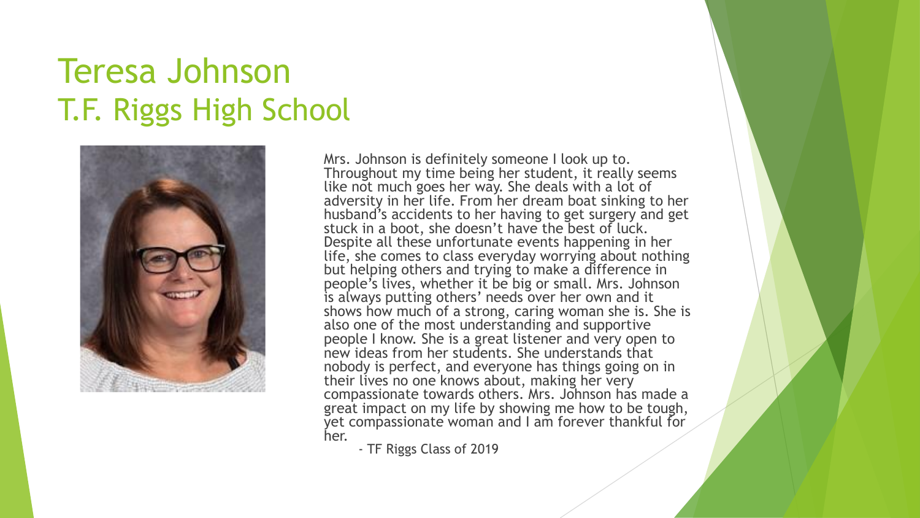# Teresa Johnson
## T.F. Riggs High School

Mrs. Johnson is definitely someone I look up to. Throughout my time being her student, it really seems like not much goes her way. She deals with a lot of adversity in her life. From her dream boat sinking to her husband's accidents to her having to get surgery and get stuck in a boot, she doesn't have the best of luck. Despite all these unfortunate events happening in her life, she comes to class everyday worrying about nothing but helping others and trying to make a difference in people's lives, whether it be big or small. Mrs. Johnson is always putting others' needs over her own and it shows how much of a strong, caring woman she is. She is also one of the most understanding and supportive people I know. She is a great listener and very open to new ideas from her students. She understands that nobody is perfect, and everyone has things going on in their lives no one knows about, making her very compassionate towards others. Mrs. Johnson has made a great impact on my life by showing me how to be tough, yet compassionate woman and I am forever thankful for her.

- TF Riggs Class of 2019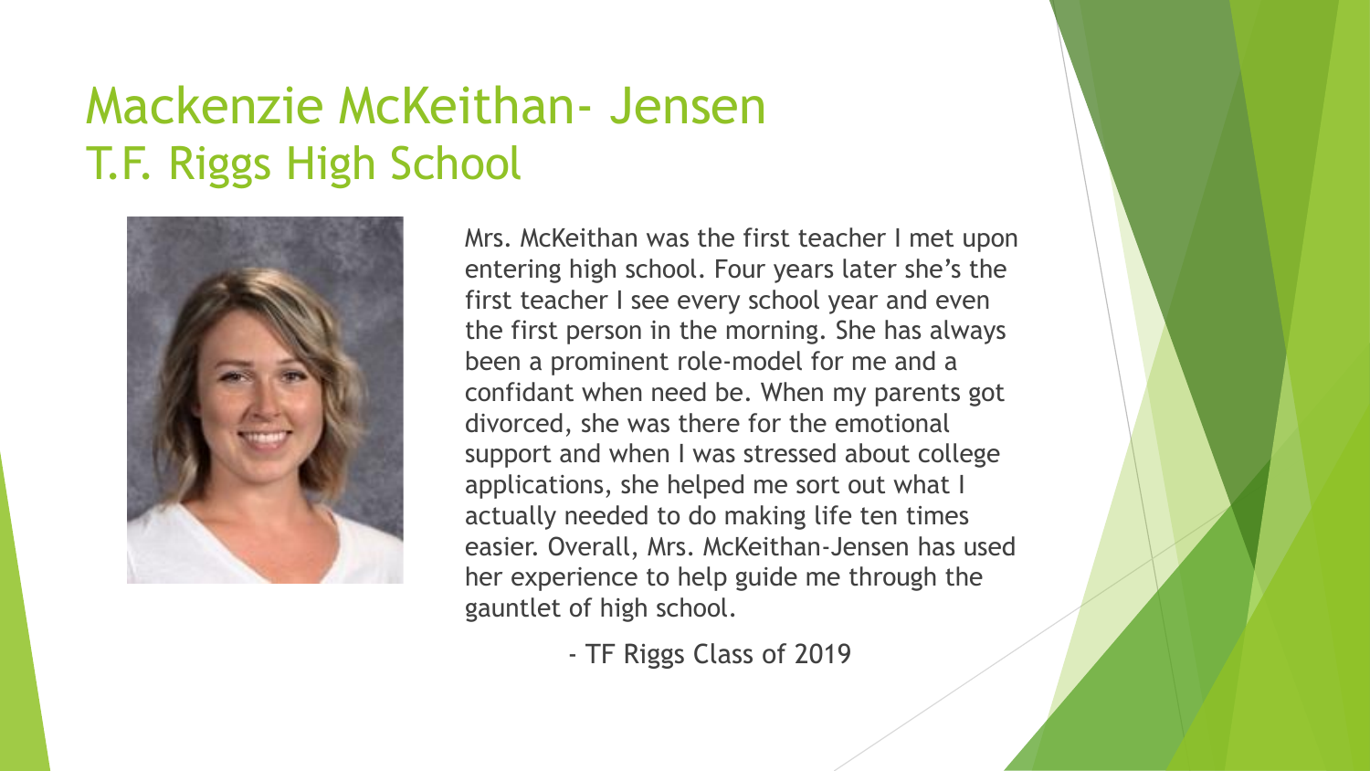# Mackenzie McKeithan- Jensen
## T.F. Riggs High School

Mrs. McKeithan was the first teacher I met upon entering high school. Four years later she's the first teacher I see every school year and even the first person in the morning. She has always been a prominent role-model for me and a confidant when need be. When my parents got divorced, she was there for the emotional support and when I was stressed about college applications, she helped me sort out what I actually needed to do making life ten times easier. Overall, Mrs. McKeithan-Jensen has used her experience to help guide me through the gauntlet of high school.

- TF Riggs Class of 2019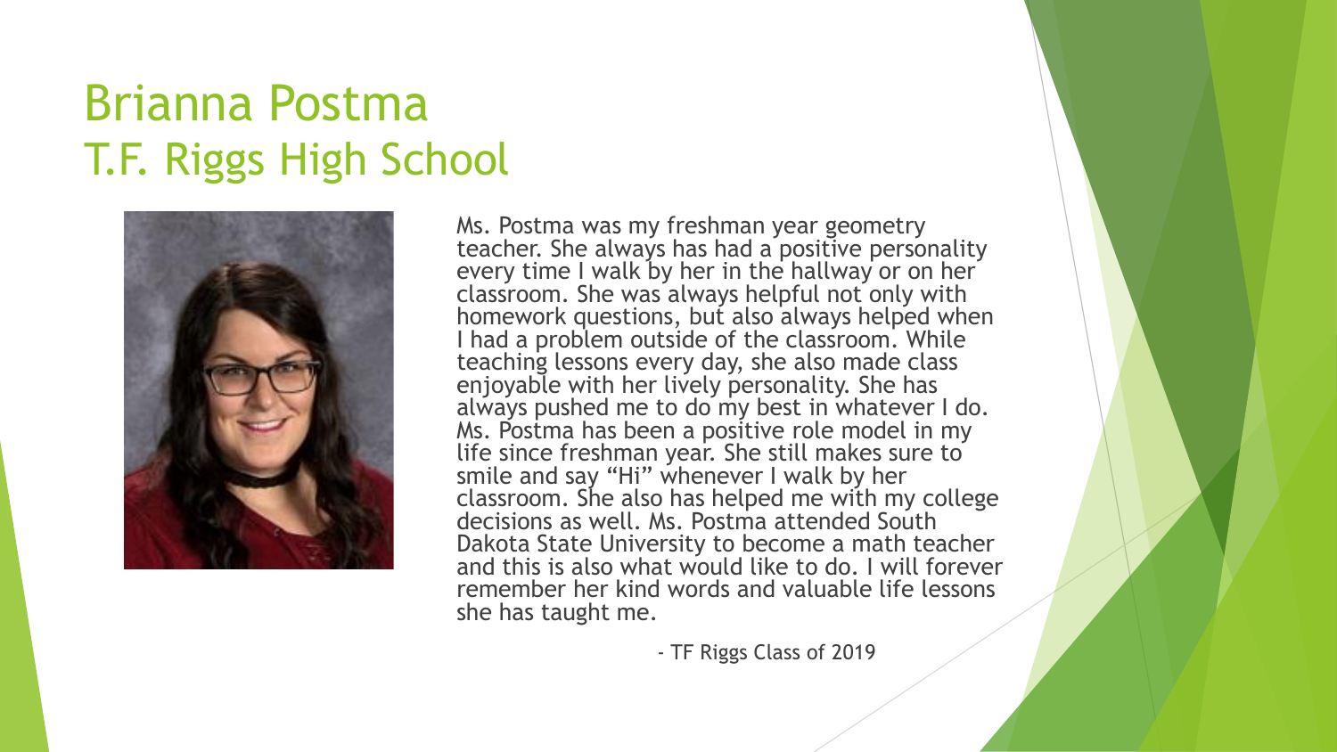# Brianna Postma
## T.F. Riggs High School

Ms. Postma was my freshman year geometry teacher. She always has had a positive personality every time I walk by her in the hallway or on her classroom. She was always helpful not only with homework questions, but also always helped when I had a problem outside of the classroom. While teaching lessons every day, she also made class enjoyable with her lively personality. She has always pushed me to do my best in whatever I do. Ms. Postma has been a positive role model in my life since freshman year. She still makes sure to smile and say "Hi" whenever I walk by her classroom. She also has helped me with my college decisions as well. Ms. Postma attended South Dakota State University to become a math teacher and this is also what would like to do. I will forever remember her kind words and valuable life lessons she has taught me.

- TF Riggs Class of 2019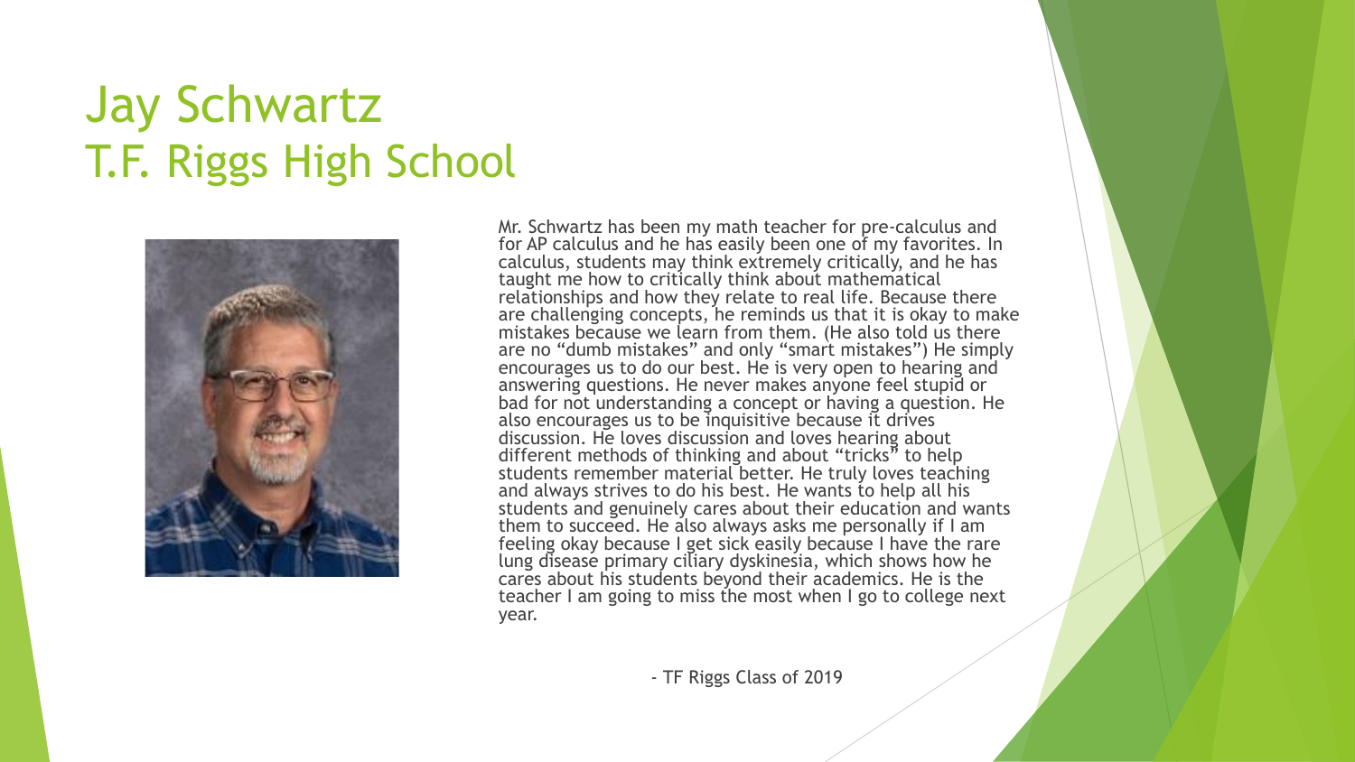# Jay Schwartz
# T.F. Riggs High School

Mr. Schwartz has been my math teacher for pre-calculus and for AP calculus and he has easily been one of my favorites. In calculus, students may think extremely critically, and he has taught me how to critically think about mathematical relationships and how they relate to real life. Because there are challenging concepts, he reminds us that it is okay to make mistakes because we learn from them. (He also told us there are no "dumb mistakes" and only "smart mistakes") He simply encourages us to do our best. He is very open to hearing and answering questions. He never makes anyone feel stupid or bad for not understanding a concept or having a question. He also encourages us to be inquisitive because it drives discussion. He loves discussion and loves hearing about different methods of thinking and about "tricks" to help students remember material better. He truly loves teaching and always strives to do his best. He wants to help all his students and genuinely cares about their education and wants them to succeed. He also always asks me personally if I am feeling okay because I get sick easily because I have the rare lung disease primary ciliary dyskinesia, which shows how he cares about his students beyond their academics. He is the teacher I am going to miss the most when I go to college next year.

- TF Riggs Class of 2019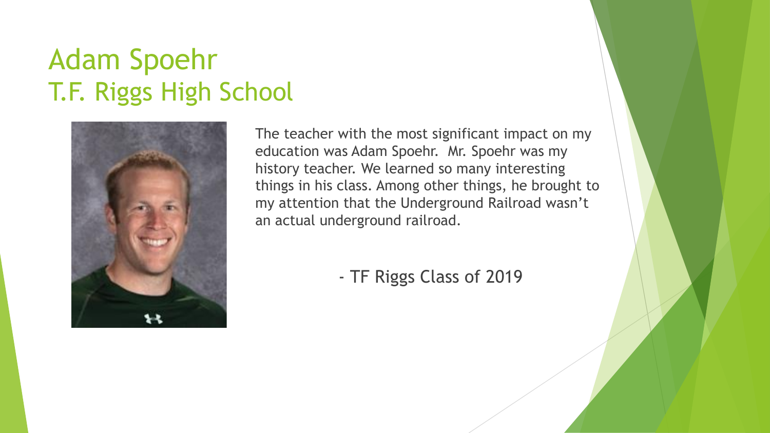# Adam Spoehr
# T.F. Riggs High School

The teacher with the most significant impact on my education was Adam Spoehr. Mr. Spoehr was my history teacher. We learned so many interesting things in his class. Among other things, he brought to my attention that the Underground Railroad wasn't an actual underground railroad.

- TF Riggs Class of 2019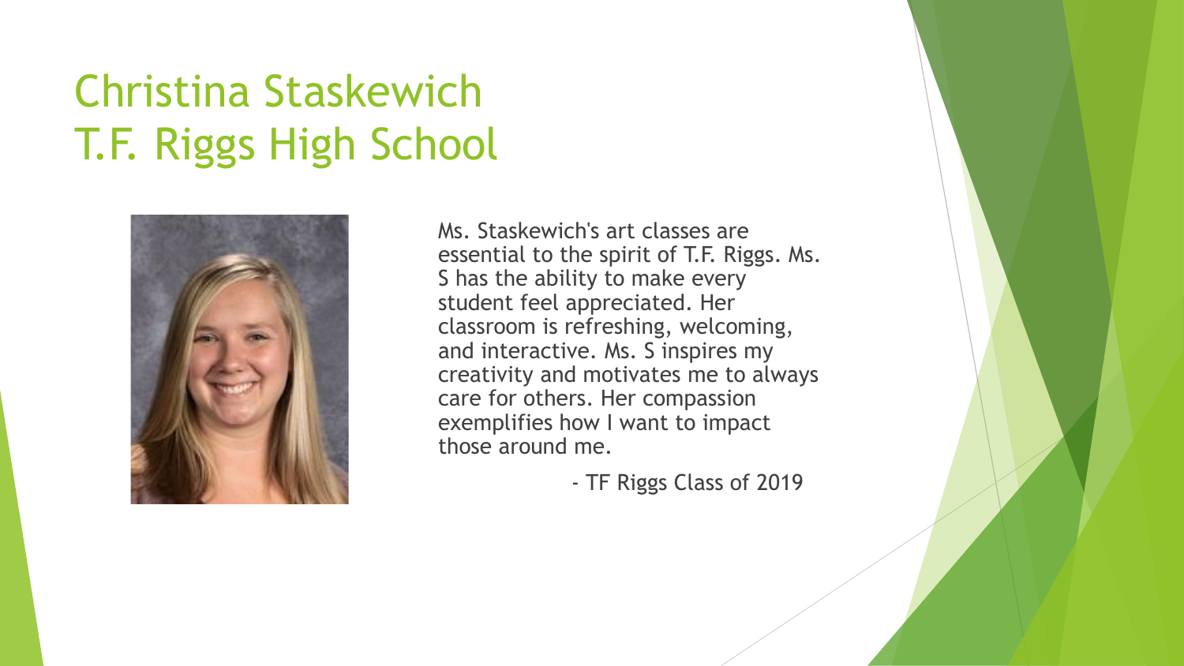# Christina Staskewich
# T.F. Riggs High School

Ms. Staskewich's art classes are essential to the spirit of T.F. Riggs. Ms. S has the ability to make every student feel appreciated. Her classroom is refreshing, welcoming, and interactive. Ms. S inspires my creativity and motivates me to always care for others. Her compassion exemplifies how I want to impact those around me.

- TF Riggs Class of 2019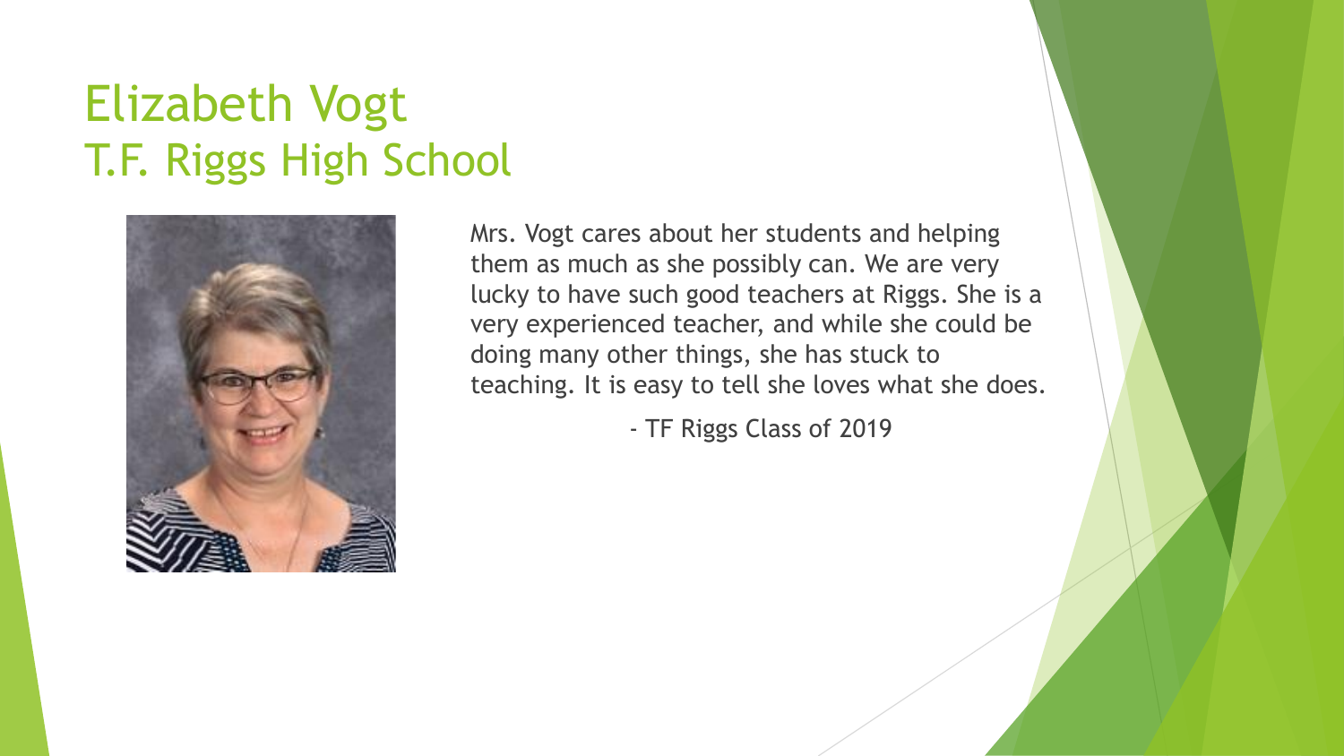# Elizabeth Vogt
## T.F. Riggs High School

Mrs. Vogt cares about her students and helping them as much as she possibly can. We are very lucky to have such good teachers at Riggs. She is a very experienced teacher, and while she could be doing many other things, she has stuck to teaching. It is easy to tell she loves what she does.

- TF Riggs Class of 2019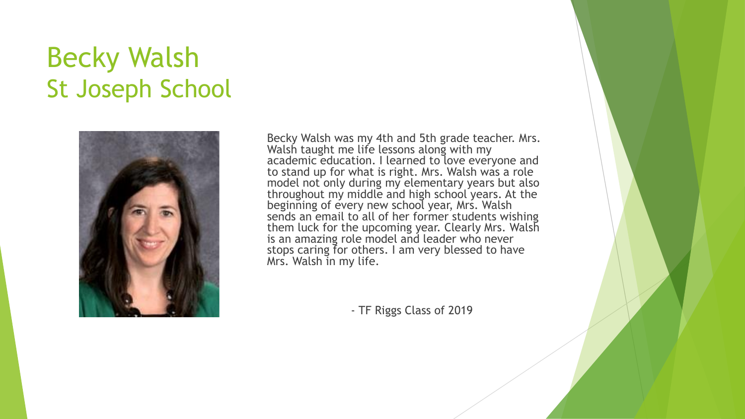# Becky Walsh
## St Joseph School

Becky Walsh was my 4th and 5th grade teacher. Mrs. Walsh taught me life lessons along with my academic education. I learned to love everyone and to stand up for what is right. Mrs. Walsh was a role model not only during my elementary years but also throughout my middle and high school years. At the beginning of every new school year, Mrs. Walsh sends an email to all of her former students wishing them luck for the upcoming year. Clearly Mrs. Walsh is an amazing role model and leader who never stops caring for others. I am very blessed to have Mrs. Walsh in my life.

- TF Riggs Class of 2019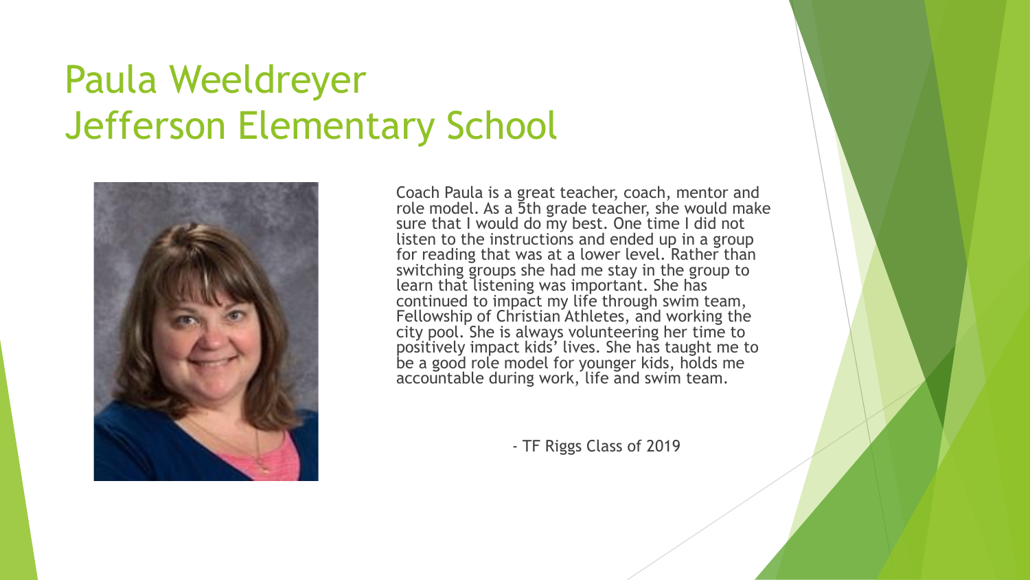# Paula Weeldreyer
# Jefferson Elementary School

Coach Paula is a great teacher, coach, mentor and role model. As a 5th grade teacher, she would make sure that I would do my best. One time I did not listen to the instructions and ended up in a group for reading that was at a lower level. Rather than switching groups she had me stay in the group to learn that listening was important. She has continued to impact my life through swim team, Fellowship of Christian Athletes, and working the city pool. She is always volunteering her time to positively impact kids' lives. She has taught me to be a good role model for younger kids, holds me accountable during work, life and swim team.

- TF Riggs Class of 2019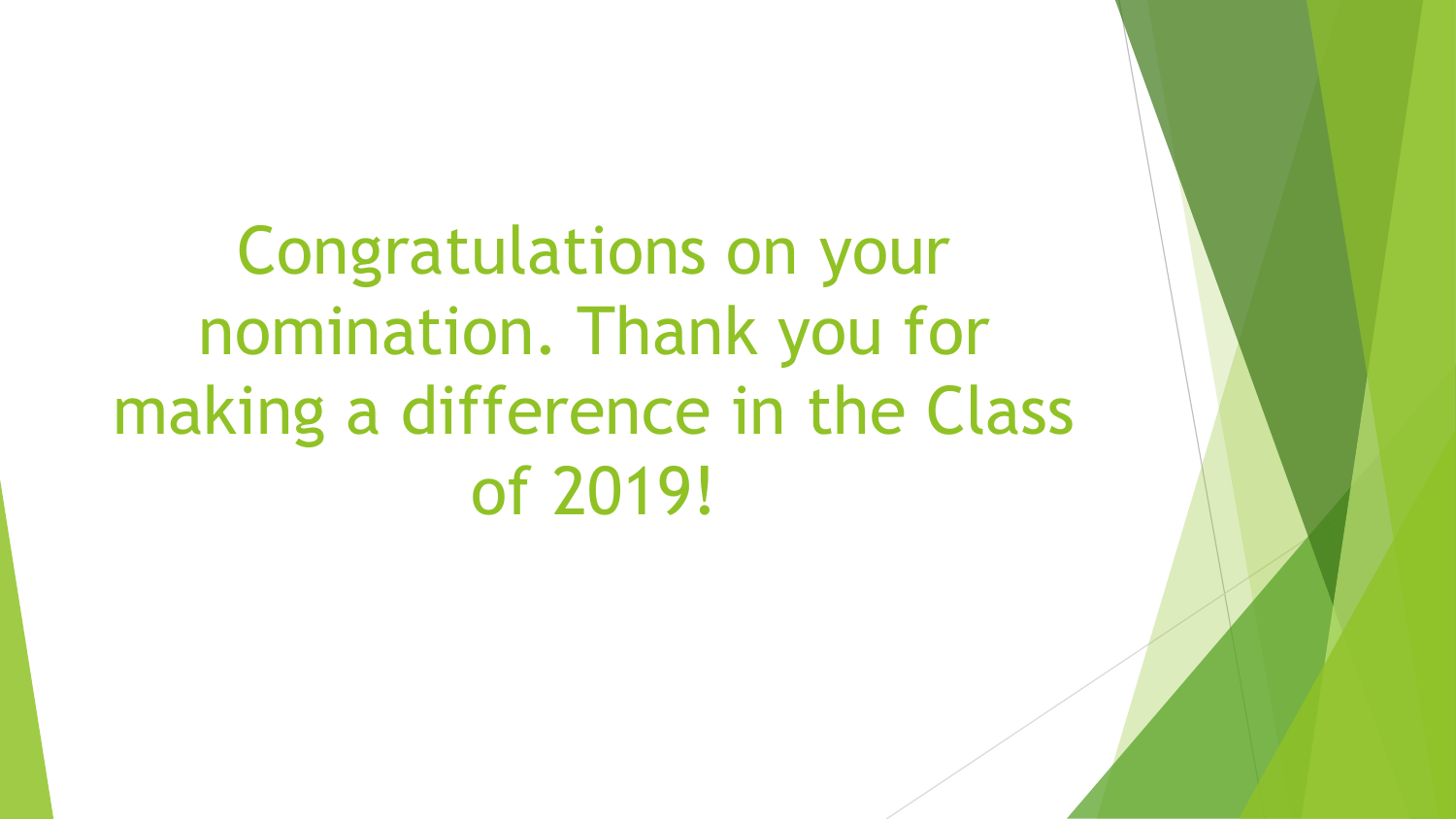Congratulations on your nomination. Thank you for making a difference in the Class of 2019!